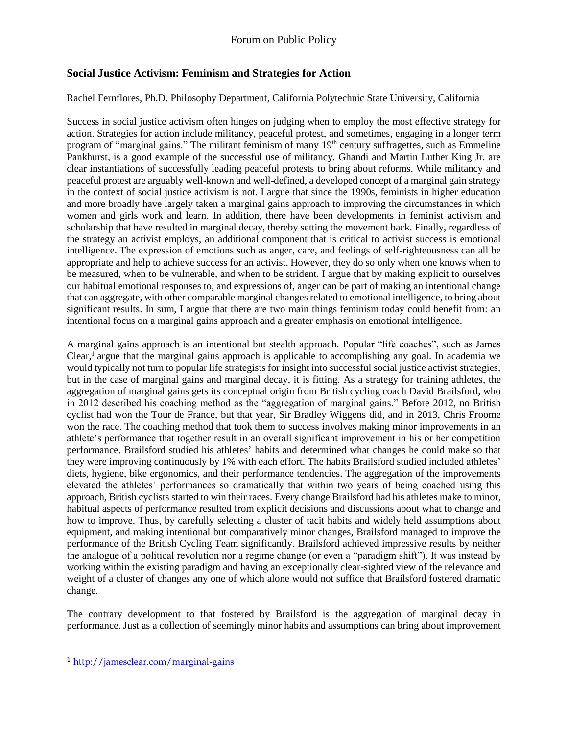Forum on Public Policy

## Social Justice Activism: Feminism and Strategies for Action

Rachel Fernflores, Ph.D. Philosophy Department, California Polytechnic State University, California

Success in social justice activism often hinges on judging when to employ the most effective strategy for action. Strategies for action include militancy, peaceful protest, and sometimes, engaging in a longer term program of "marginal gains." The militant feminism of many 19th century suffragettes, such as Emmeline Pankhurst, is a good example of the successful use of militancy. Ghandi and Martin Luther King Jr. are clear instantiations of successfully leading peaceful protests to bring about reforms. While militancy and peaceful protest are arguably well-known and well-defined, a developed concept of a marginal gain strategy in the context of social justice activism is not. I argue that since the 1990s, feminists in higher education and more broadly have largely taken a marginal gains approach to improving the circumstances in which women and girls work and learn. In addition, there have been developments in feminist activism and scholarship that have resulted in marginal decay, thereby setting the movement back. Finally, regardless of the strategy an activist employs, an additional component that is critical to activist success is emotional intelligence. The expression of emotions such as anger, care, and feelings of self-righteousness can all be appropriate and help to achieve success for an activist. However, they do so only when one knows when to be measured, when to be vulnerable, and when to be strident. I argue that by making explicit to ourselves our habitual emotional responses to, and expressions of, anger can be part of making an intentional change that can aggregate, with other comparable marginal changes related to emotional intelligence, to bring about significant results. In sum, I argue that there are two main things feminism today could benefit from: an intentional focus on a marginal gains approach and a greater emphasis on emotional intelligence.

A marginal gains approach is an intentional but stealth approach. Popular "life coaches", such as James Clear,[1] argue that the marginal gains approach is applicable to accomplishing any goal. In academia we would typically not turn to popular life strategists for insight into successful social justice activist strategies, but in the case of marginal gains and marginal decay, it is fitting. As a strategy for training athletes, the aggregation of marginal gains gets its conceptual origin from British cycling coach David Brailsford, who in 2012 described his coaching method as the "aggregation of marginal gains." Before 2012, no British cyclist had won the Tour de France, but that year, Sir Bradley Wiggens did, and in 2013, Chris Froome won the race. The coaching method that took them to success involves making minor improvements in an athlete's performance that together result in an overall significant improvement in his or her competition performance. Brailsford studied his athletes' habits and determined what changes he could make so that they were improving continuously by 1% with each effort. The habits Brailsford studied included athletes' diets, hygiene, bike ergonomics, and their performance tendencies. The aggregation of the improvements elevated the athletes' performances so dramatically that within two years of being coached using this approach, British cyclists started to win their races. Every change Brailsford had his athletes make to minor, habitual aspects of performance resulted from explicit decisions and discussions about what to change and how to improve. Thus, by carefully selecting a cluster of tacit habits and widely held assumptions about equipment, and making intentional but comparatively minor changes, Brailsford managed to improve the performance of the British Cycling Team significantly. Brailsford achieved impressive results by neither the analogue of a political revolution nor a regime change (or even a "paradigm shift"). It was instead by working within the existing paradigm and having an exceptionally clear-sighted view of the relevance and weight of a cluster of changes any one of which alone would not suffice that Brailsford fostered dramatic change.

The contrary development to that fostered by Brailsford is the aggregation of marginal decay in performance. Just as a collection of seemingly minor habits and assumptions can bring about improvement

---

[1] http://jamesclear.com/marginal-gains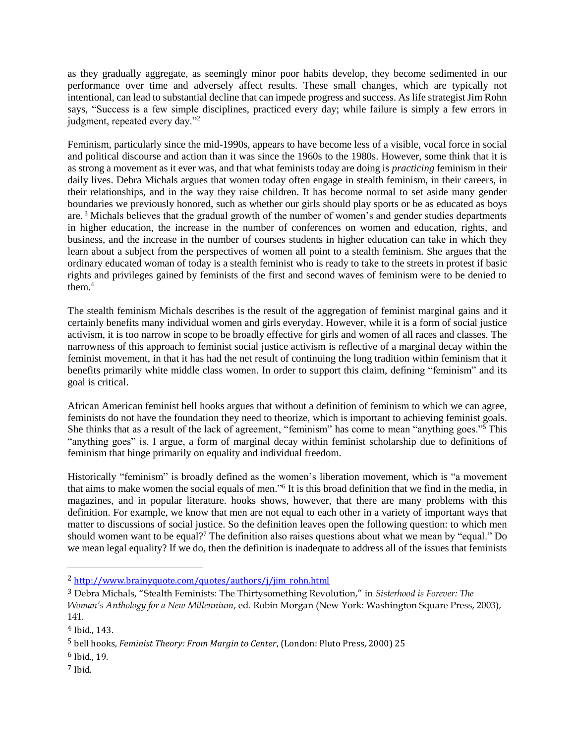as they gradually aggregate, as seemingly minor poor habits develop, they become sedimented in our performance over time and adversely affect results. These small changes, which are typically not intentional, can lead to substantial decline that can impede progress and success. As life strategist Jim Rohn says, "Success is a few simple disciplines, practiced every day; while failure is simply a few errors in judgment, repeated every day."[2]

Feminism, particularly since the mid-1990s, appears to have become less of a visible, vocal force in social and political discourse and action than it was since the 1960s to the 1980s. However, some think that it is as strong a movement as it ever was, and that what feminists today are doing is *practicing* feminism in their daily lives. Debra Michals argues that women today often engage in stealth feminism, in their careers, in their relationships, and in the way they raise children. It has become normal to set aside many gender boundaries we previously honored, such as whether our girls should play sports or be as educated as boys are.[3] Michals believes that the gradual growth of the number of women's and gender studies departments in higher education, the increase in the number of conferences on women and education, rights, and business, and the increase in the number of courses students in higher education can take in which they learn about a subject from the perspectives of women all point to a stealth feminism. She argues that the ordinary educated woman of today is a stealth feminist who is ready to take to the streets in protest if basic rights and privileges gained by feminists of the first and second waves of feminism were to be denied to them.[4]

The stealth feminism Michals describes is the result of the aggregation of feminist marginal gains and it certainly benefits many individual women and girls everyday. However, while it is a form of social justice activism, it is too narrow in scope to be broadly effective for girls and women of all races and classes. The narrowness of this approach to feminist social justice activism is reflective of a marginal decay within the feminist movement, in that it has had the net result of continuing the long tradition within feminism that it benefits primarily white middle class women. In order to support this claim, defining "feminism" and its goal is critical.

African American feminist bell hooks argues that without a definition of feminism to which we can agree, feminists do not have the foundation they need to theorize, which is important to achieving feminist goals. She thinks that as a result of the lack of agreement, "feminism" has come to mean "anything goes."[5] This "anything goes" is, I argue, a form of marginal decay within feminist scholarship due to definitions of feminism that hinge primarily on equality and individual freedom.

Historically "feminism" is broadly defined as the women's liberation movement, which is "a movement that aims to make women the social equals of men."[6] It is this broad definition that we find in the media, in magazines, and in popular literature. hooks shows, however, that there are many problems with this definition. For example, we know that men are not equal to each other in a variety of important ways that matter to discussions of social justice. So the definition leaves open the following question: to which men should women want to be equal?[7] The definition also raises questions about what we mean by "equal." Do we mean legal equality? If we do, then the definition is inadequate to address all of the issues that feminists

---

[2] http://www.brainyquote.com/quotes/authors/j/jim_rohn.html

[3] Debra Michals, "Stealth Feminists: The Thirtysomething Revolution," in *Sisterhood is Forever: The Woman's Anthology for a New Millennium*, ed. Robin Morgan (New York: Washington Square Press, 2003), 141.

[4] Ibid., 143.

[5] bell hooks, *Feminist Theory: From Margin to Center*, (London: Pluto Press, 2000) 25

[6] Ibid., 19.

[7] Ibid.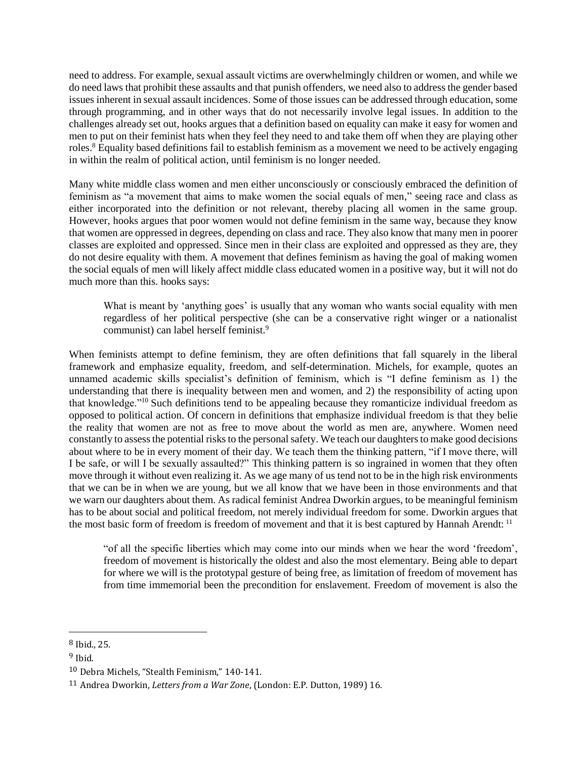need to address. For example, sexual assault victims are overwhelmingly children or women, and while we do need laws that prohibit these assaults and that punish offenders, we need also to address the gender based issues inherent in sexual assault incidences. Some of those issues can be addressed through education, some through programming, and in other ways that do not necessarily involve legal issues. In addition to the challenges already set out, hooks argues that a definition based on equality can make it easy for women and men to put on their feminist hats when they feel they need to and take them off when they are playing other roles.[8] Equality based definitions fail to establish feminism as a movement we need to be actively engaging in within the realm of political action, until feminism is no longer needed.

Many white middle class women and men either unconsciously or consciously embraced the definition of feminism as "a movement that aims to make women the social equals of men," seeing race and class as either incorporated into the definition or not relevant, thereby placing all women in the same group. However, hooks argues that poor women would not define feminism in the same way, because they know that women are oppressed in degrees, depending on class and race. They also know that many men in poorer classes are exploited and oppressed. Since men in their class are exploited and oppressed as they are, they do not desire equality with them. A movement that defines feminism as having the goal of making women the social equals of men will likely affect middle class educated women in a positive way, but it will not do much more than this. hooks says:

> What is meant by 'anything goes' is usually that any woman who wants social equality with men regardless of her political perspective (she can be a conservative right winger or a nationalist communist) can label herself feminist.[9]

When feminists attempt to define feminism, they are often definitions that fall squarely in the liberal framework and emphasize equality, freedom, and self-determination. Michels, for example, quotes an unnamed academic skills specialist's definition of feminism, which is "I define feminism as 1) the understanding that there is inequality between men and women, and 2) the responsibility of acting upon that knowledge."[10] Such definitions tend to be appealing because they romanticize individual freedom as opposed to political action. Of concern in definitions that emphasize individual freedom is that they belie the reality that women are not as free to move about the world as men are, anywhere. Women need constantly to assess the potential risks to the personal safety. We teach our daughters to make good decisions about where to be in every moment of their day. We teach them the thinking pattern, "if I move there, will I be safe, or will I be sexually assaulted?" This thinking pattern is so ingrained in women that they often move through it without even realizing it. As we age many of us tend not to be in the high risk environments that we can be in when we are young, but we all know that we have been in those environments and that we warn our daughters about them. As radical feminist Andrea Dworkin argues, to be meaningful feminism has to be about social and political freedom, not merely individual freedom for some. Dworkin argues that the most basic form of freedom is freedom of movement and that it is best captured by Hannah Arendt: [11]

> "of all the specific liberties which may come into our minds when we hear the word 'freedom', freedom of movement is historically the oldest and also the most elementary. Being able to depart for where we will is the prototypal gesture of being free, as limitation of freedom of movement has from time immemorial been the precondition for enslavement. Freedom of movement is also the

---

[8] Ibid., 25.

[9] Ibid.

[10] Debra Michels, "Stealth Feminism," 140-141.

[11] Andrea Dworkin, *Letters from a War Zone*, (London: E.P. Dutton, 1989) 16.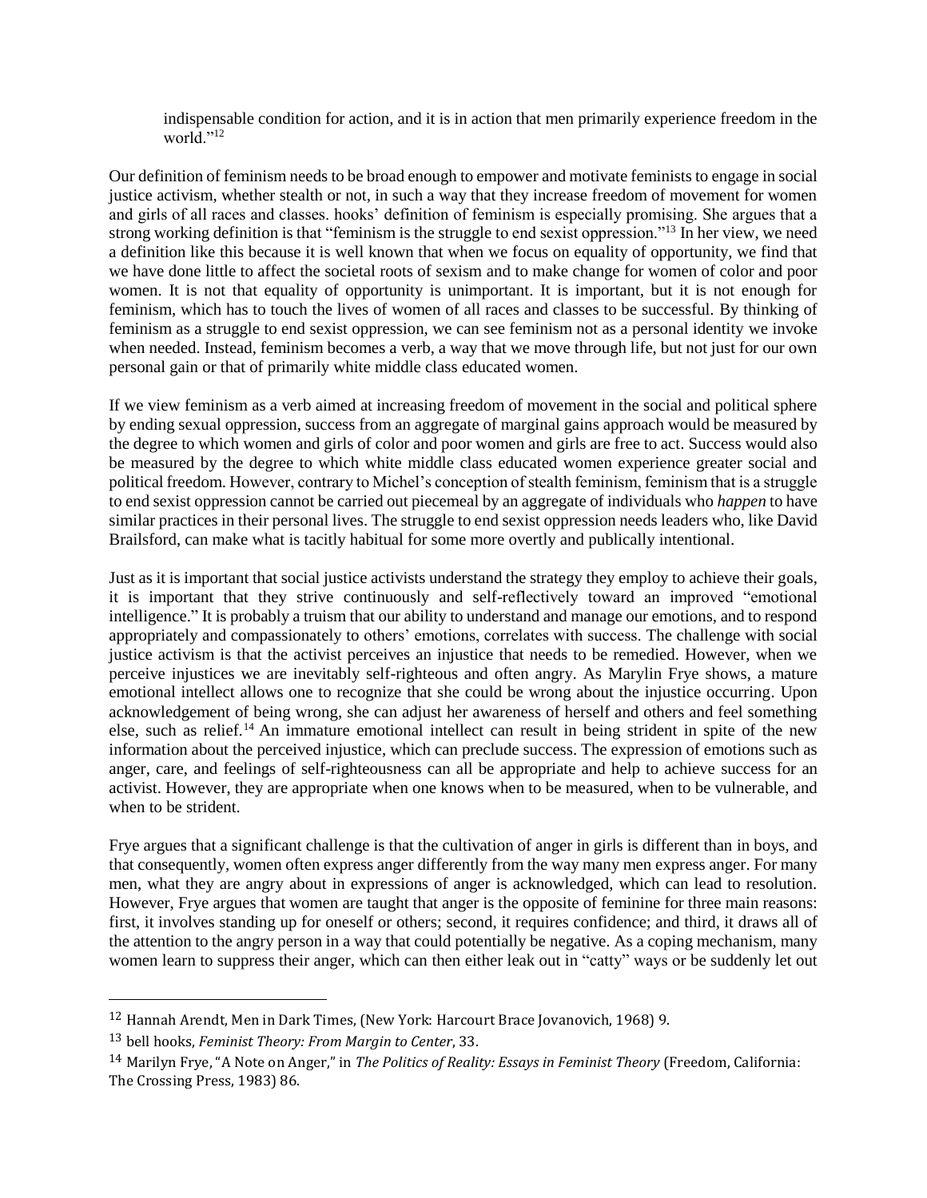indispensable condition for action, and it is in action that men primarily experience freedom in the world."[12]

Our definition of feminism needs to be broad enough to empower and motivate feminists to engage in social justice activism, whether stealth or not, in such a way that they increase freedom of movement for women and girls of all races and classes. hooks' definition of feminism is especially promising. She argues that a strong working definition is that "feminism is the struggle to end sexist oppression."[13] In her view, we need a definition like this because it is well known that when we focus on equality of opportunity, we find that we have done little to affect the societal roots of sexism and to make change for women of color and poor women. It is not that equality of opportunity is unimportant. It is important, but it is not enough for feminism, which has to touch the lives of women of all races and classes to be successful. By thinking of feminism as a struggle to end sexist oppression, we can see feminism not as a personal identity we invoke when needed. Instead, feminism becomes a verb, a way that we move through life, but not just for our own personal gain or that of primarily white middle class educated women.

If we view feminism as a verb aimed at increasing freedom of movement in the social and political sphere by ending sexual oppression, success from an aggregate of marginal gains approach would be measured by the degree to which women and girls of color and poor women and girls are free to act. Success would also be measured by the degree to which white middle class educated women experience greater social and political freedom. However, contrary to Michel's conception of stealth feminism, feminism that is a struggle to end sexist oppression cannot be carried out piecemeal by an aggregate of individuals who *happen* to have similar practices in their personal lives. The struggle to end sexist oppression needs leaders who, like David Brailsford, can make what is tacitly habitual for some more overtly and publically intentional.

Just as it is important that social justice activists understand the strategy they employ to achieve their goals, it is important that they strive continuously and self-reflectively toward an improved "emotional intelligence." It is probably a truism that our ability to understand and manage our emotions, and to respond appropriately and compassionately to others' emotions, correlates with success. The challenge with social justice activism is that the activist perceives an injustice that needs to be remedied. However, when we perceive injustices we are inevitably self-righteous and often angry. As Marylin Frye shows, a mature emotional intellect allows one to recognize that she could be wrong about the injustice occurring. Upon acknowledgement of being wrong, she can adjust her awareness of herself and others and feel something else, such as relief.[14] An immature emotional intellect can result in being strident in spite of the new information about the perceived injustice, which can preclude success. The expression of emotions such as anger, care, and feelings of self-righteousness can all be appropriate and help to achieve success for an activist. However, they are appropriate when one knows when to be measured, when to be vulnerable, and when to be strident.

Frye argues that a significant challenge is that the cultivation of anger in girls is different than in boys, and that consequently, women often express anger differently from the way many men express anger. For many men, what they are angry about in expressions of anger is acknowledged, which can lead to resolution. However, Frye argues that women are taught that anger is the opposite of feminine for three main reasons: first, it involves standing up for oneself or others; second, it requires confidence; and third, it draws all of the attention to the angry person in a way that could potentially be negative. As a coping mechanism, many women learn to suppress their anger, which can then either leak out in "catty" ways or be suddenly let out

---

[12] Hannah Arendt, Men in Dark Times, (New York: Harcourt Brace Jovanovich, 1968) 9.

[13] bell hooks, *Feminist Theory: From Margin to Center*, 33.

[14] Marilyn Frye, "A Note on Anger," in *The Politics of Reality: Essays in Feminist Theory* (Freedom, California: The Crossing Press, 1983) 86.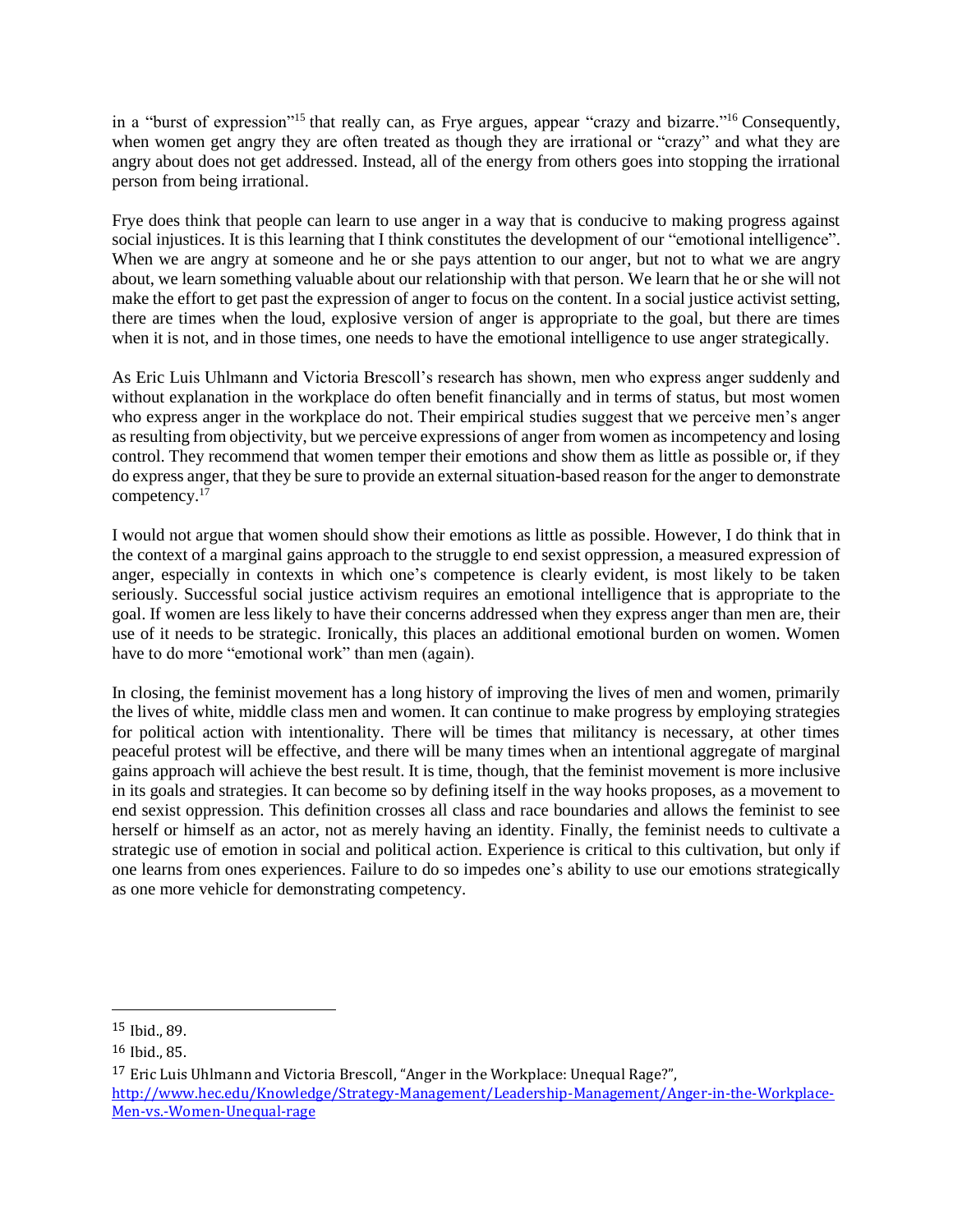in a "burst of expression"[15] that really can, as Frye argues, appear "crazy and bizarre."[16] Consequently, when women get angry they are often treated as though they are irrational or "crazy" and what they are angry about does not get addressed. Instead, all of the energy from others goes into stopping the irrational person from being irrational.

Frye does think that people can learn to use anger in a way that is conducive to making progress against social injustices. It is this learning that I think constitutes the development of our "emotional intelligence". When we are angry at someone and he or she pays attention to our anger, but not to what we are angry about, we learn something valuable about our relationship with that person. We learn that he or she will not make the effort to get past the expression of anger to focus on the content. In a social justice activist setting, there are times when the loud, explosive version of anger is appropriate to the goal, but there are times when it is not, and in those times, one needs to have the emotional intelligence to use anger strategically.

As Eric Luis Uhlmann and Victoria Brescoll's research has shown, men who express anger suddenly and without explanation in the workplace do often benefit financially and in terms of status, but most women who express anger in the workplace do not. Their empirical studies suggest that we perceive men's anger as resulting from objectivity, but we perceive expressions of anger from women as incompetency and losing control. They recommend that women temper their emotions and show them as little as possible or, if they do express anger, that they be sure to provide an external situation-based reason for the anger to demonstrate competency.[17]

I would not argue that women should show their emotions as little as possible. However, I do think that in the context of a marginal gains approach to the struggle to end sexist oppression, a measured expression of anger, especially in contexts in which one's competence is clearly evident, is most likely to be taken seriously. Successful social justice activism requires an emotional intelligence that is appropriate to the goal. If women are less likely to have their concerns addressed when they express anger than men are, their use of it needs to be strategic. Ironically, this places an additional emotional burden on women. Women have to do more "emotional work" than men (again).

In closing, the feminist movement has a long history of improving the lives of men and women, primarily the lives of white, middle class men and women. It can continue to make progress by employing strategies for political action with intentionality. There will be times that militancy is necessary, at other times peaceful protest will be effective, and there will be many times when an intentional aggregate of marginal gains approach will achieve the best result. It is time, though, that the feminist movement is more inclusive in its goals and strategies. It can become so by defining itself in the way hooks proposes, as a movement to end sexist oppression. This definition crosses all class and race boundaries and allows the feminist to see herself or himself as an actor, not as merely having an identity. Finally, the feminist needs to cultivate a strategic use of emotion in social and political action. Experience is critical to this cultivation, but only if one learns from ones experiences. Failure to do so impedes one's ability to use our emotions strategically as one more vehicle for demonstrating competency.

---

[15] Ibid., 89.

[16] Ibid., 85.

[17] Eric Luis Uhlmann and Victoria Brescoll, "Anger in the Workplace: Unequal Rage?", http://www.hec.edu/Knowledge/Strategy-Management/Leadership-Management/Anger-in-the-Workplace-Men-vs.-Women-Unequal-rage